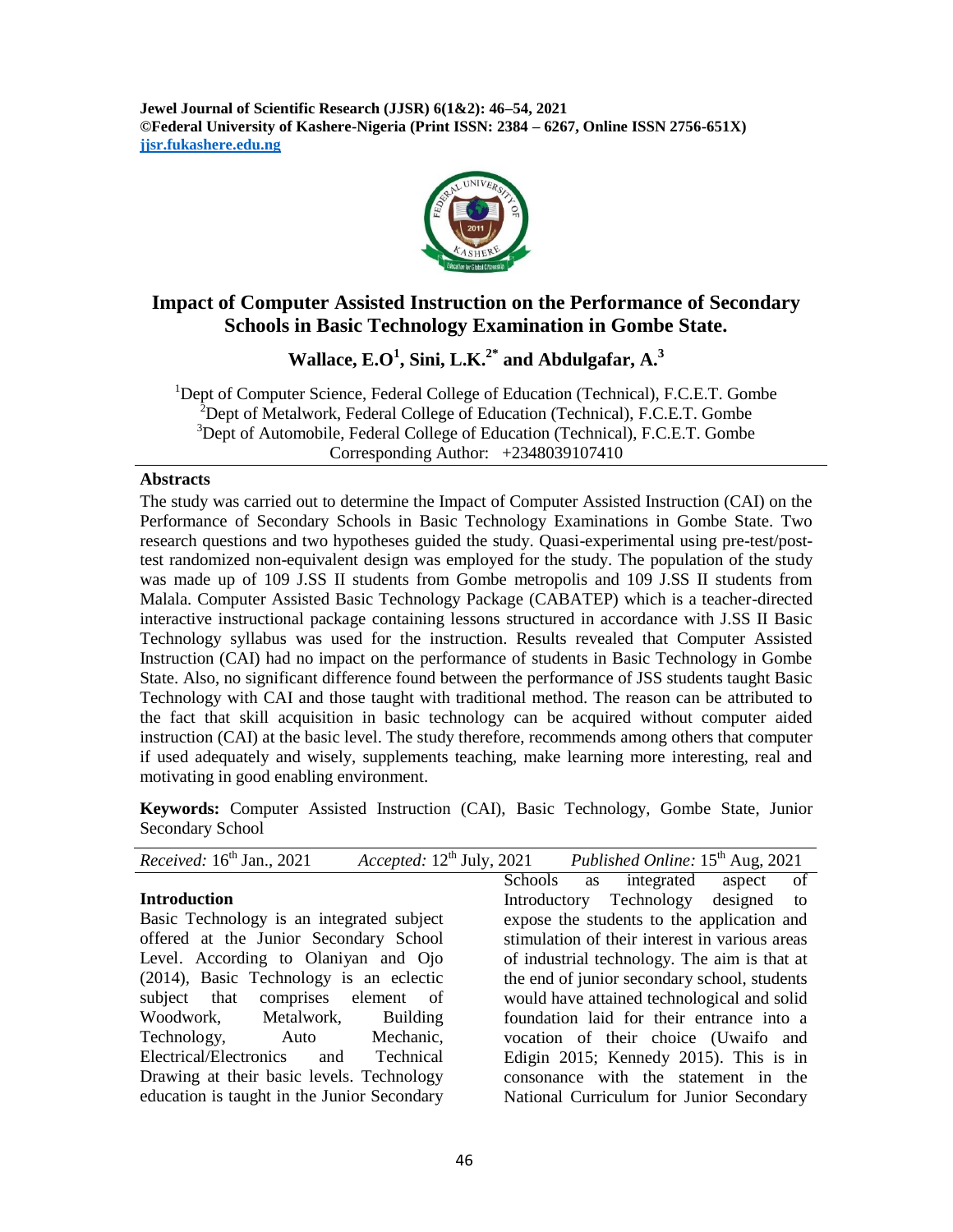**Jewel Journal of Scientific Research (JJSR) 6(1&2): 46–54, 2021**
**©Federal University of Kashere-Nigeria (Print ISSN: 2384 – 6267, Online ISSN 2756-651X)**
**jjsr.fukashere.edu.ng**

# Impact of Computer Assisted Instruction on the Performance of Secondary Schools in Basic Technology Examination in Gombe State.

**Wallace, E.O[1], Sini, L.K.[2*] and Abdulgafar, A.[3]**

[1]Dept of Computer Science, Federal College of Education (Technical), F.C.E.T. Gombe
[2]Dept of Metalwork, Federal College of Education (Technical), F.C.E.T. Gombe
[3]Dept of Automobile, Federal College of Education (Technical), F.C.E.T. Gombe
Corresponding Author: +2348039107410

## Abstracts

The study was carried out to determine the Impact of Computer Assisted Instruction (CAI) on the Performance of Secondary Schools in Basic Technology Examinations in Gombe State. Two research questions and two hypotheses guided the study. Quasi-experimental using pre-test/post-test randomized non-equivalent design was employed for the study. The population of the study was made up of 109 J.SS II students from Gombe metropolis and 109 J.SS II students from Malala. Computer Assisted Basic Technology Package (CABATEP) which is a teacher-directed interactive instructional package containing lessons structured in accordance with J.SS II Basic Technology syllabus was used for the instruction. Results revealed that Computer Assisted Instruction (CAI) had no impact on the performance of students in Basic Technology in Gombe State. Also, no significant difference found between the performance of JSS students taught Basic Technology with CAI and those taught with traditional method. The reason can be attributed to the fact that skill acquisition in basic technology can be acquired without computer aided instruction (CAI) at the basic level. The study therefore, recommends among others that computer if used adequately and wisely, supplements teaching, make learning more interesting, real and motivating in good enabling environment.

**Keywords:** Computer Assisted Instruction (CAI), Basic Technology, Gombe State, Junior Secondary School

*Received:* 16th Jan., 2021 *Accepted:* 12th July, 2021 *Published Online:* 15th Aug, 2021

## Introduction

Basic Technology is an integrated subject offered at the Junior Secondary School Level. According to Olaniyan and Ojo (2014), Basic Technology is an eclectic subject that comprises element of Woodwork, Metalwork, Building Technology, Auto Mechanic, Electrical/Electronics and Technical Drawing at their basic levels. Technology education is taught in the Junior Secondary Schools as integrated aspect of Introductory Technology designed to expose the students to the application and stimulation of their interest in various areas of industrial technology. The aim is that at the end of junior secondary school, students would have attained technological and solid foundation laid for their entrance into a vocation of their choice (Uwaifo and Edigin 2015; Kennedy 2015). This is in consonance with the statement in the National Curriculum for Junior Secondary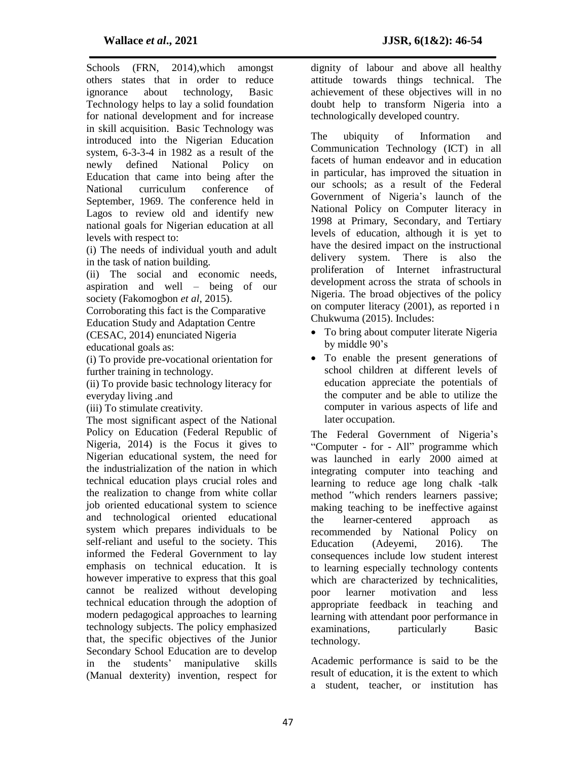Schools (FRN, 2014),which amongst others states that in order to reduce ignorance about technology, Basic Technology helps to lay a solid foundation for national development and for increase in skill acquisition. Basic Technology was introduced into the Nigerian Education system, 6-3-3-4 in 1982 as a result of the newly defined National Policy on Education that came into being after the National curriculum conference of September, 1969. The conference held in Lagos to review old and identify new national goals for Nigerian education at all levels with respect to:

(i) The needs of individual youth and adult in the task of nation building.

(ii) The social and economic needs, aspiration and well – being of our society (Fakomogbon *et al*, 2015).

Corroborating this fact is the Comparative Education Study and Adaptation Centre (CESAC, 2014) enunciated Nigeria educational goals as:

(i) To provide pre-vocational orientation for further training in technology.

(ii) To provide basic technology literacy for everyday living .and

(iii) To stimulate creativity.

The most significant aspect of the National Policy on Education (Federal Republic of Nigeria, 2014) is the Focus it gives to Nigerian educational system, the need for the industrialization of the nation in which technical education plays crucial roles and the realization to change from white collar job oriented educational system to science and technological oriented educational system which prepares individuals to be self-reliant and useful to the society. This informed the Federal Government to lay emphasis on technical education. It is however imperative to express that this goal cannot be realized without developing technical education through the adoption of modern pedagogical approaches to learning technology subjects. The policy emphasized that, the specific objectives of the Junior Secondary School Education are to develop in the students' manipulative skills (Manual dexterity) invention, respect for dignity of labour and above all healthy attitude towards things technical. The achievement of these objectives will in no doubt help to transform Nigeria into a technologically developed country.

The ubiquity of Information and Communication Technology (ICT) in all facets of human endeavor and in education in particular, has improved the situation in our schools; as a result of the Federal Government of Nigeria's launch of the National Policy on Computer literacy in 1998 at Primary, Secondary, and Tertiary levels of education, although it is yet to have the desired impact on the instructional delivery system. There is also the proliferation of Internet infrastructural development across the strata of schools in Nigeria. The broad objectives of the policy on computer literacy (2001), as reported in Chukwuma (2015). Includes:

- To bring about computer literate Nigeria by middle 90's
- To enable the present generations of school children at different levels of education appreciate the potentials of the computer and be able to utilize the computer in various aspects of life and later occupation.

The Federal Government of Nigeria's "Computer - for - All" programme which was launched in early 2000 aimed at integrating computer into teaching and learning to reduce age long chalk -talk method "which renders learners passive; making teaching to be ineffective against the learner-centered approach as recommended by National Policy on Education (Adeyemi, 2016). The consequences include low student interest to learning especially technology contents which are characterized by technicalities, poor learner motivation and less appropriate feedback in teaching and learning with attendant poor performance in examinations, particularly Basic technology.

Academic performance is said to be the result of education, it is the extent to which a student, teacher, or institution has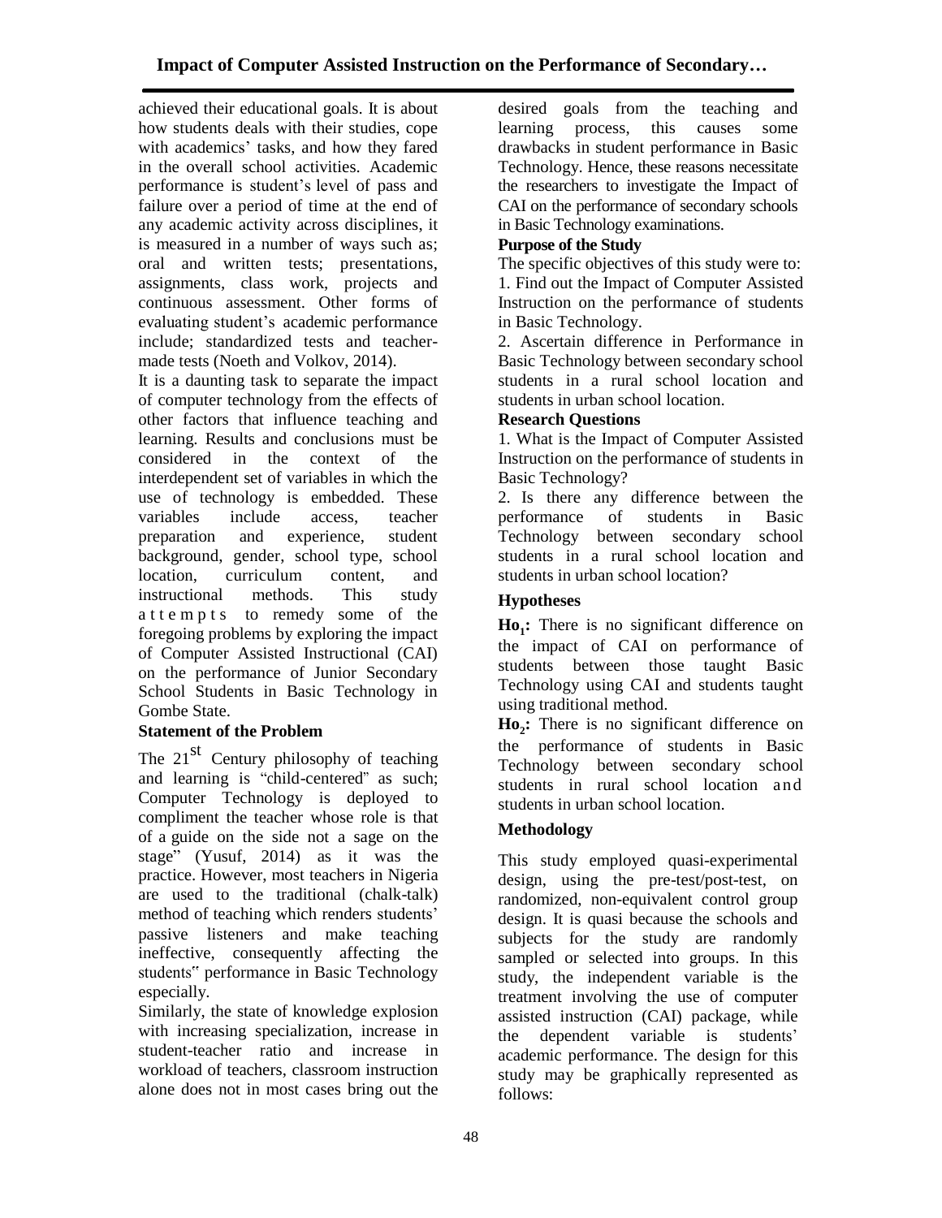achieved their educational goals. It is about how students deals with their studies, cope with academics' tasks, and how they fared in the overall school activities. Academic performance is student's level of pass and failure over a period of time at the end of any academic activity across disciplines, it is measured in a number of ways such as; oral and written tests; presentations, assignments, class work, projects and continuous assessment. Other forms of evaluating student's academic performance include; standardized tests and teacher-made tests (Noeth and Volkov, 2014).

It is a daunting task to separate the impact of computer technology from the effects of other factors that influence teaching and learning. Results and conclusions must be considered in the context of the interdependent set of variables in which the use of technology is embedded. These variables include access, teacher preparation and experience, student background, gender, school type, school location, curriculum content, and instructional methods. This study attempts to remedy some of the foregoing problems by exploring the impact of Computer Assisted Instructional (CAI) on the performance of Junior Secondary School Students in Basic Technology in Gombe State.

### Statement of the Problem

The 21st Century philosophy of teaching and learning is "child-centered" as such; Computer Technology is deployed to compliment the teacher whose role is that of a guide on the side not a sage on the stage" (Yusuf, 2014) as it was the practice. However, most teachers in Nigeria are used to the traditional (chalk-talk) method of teaching which renders students' passive listeners and make teaching ineffective, consequently affecting the students" performance in Basic Technology especially.

Similarly, the state of knowledge explosion with increasing specialization, increase in student-teacher ratio and increase in workload of teachers, classroom instruction alone does not in most cases bring out the desired goals from the teaching and learning process, this causes some drawbacks in student performance in Basic Technology. Hence, these reasons necessitate the researchers to investigate the Impact of CAI on the performance of secondary schools in Basic Technology examinations.

### Purpose of the Study

The specific objectives of this study were to:

1. Find out the Impact of Computer Assisted Instruction on the performance of students in Basic Technology.
2. Ascertain difference in Performance in Basic Technology between secondary school students in a rural school location and students in urban school location.

### Research Questions

1. What is the Impact of Computer Assisted Instruction on the performance of students in Basic Technology?
2. Is there any difference between the performance of students in Basic Technology between secondary school students in a rural school location and students in urban school location?

### Hypotheses

**$Ho_1$:** There is no significant difference on the impact of CAI on performance of students between those taught Basic Technology using CAI and students taught using traditional method.

**$Ho_2$:** There is no significant difference on the performance of students in Basic Technology between secondary school students in rural school location and students in urban school location.

### Methodology

This study employed quasi-experimental design, using the pre-test/post-test, on randomized, non-equivalent control group design. It is quasi because the schools and subjects for the study are randomly sampled or selected into groups. In this study, the independent variable is the treatment involving the use of computer assisted instruction (CAI) package, while the dependent variable is students' academic performance. The design for this study may be graphically represented as follows: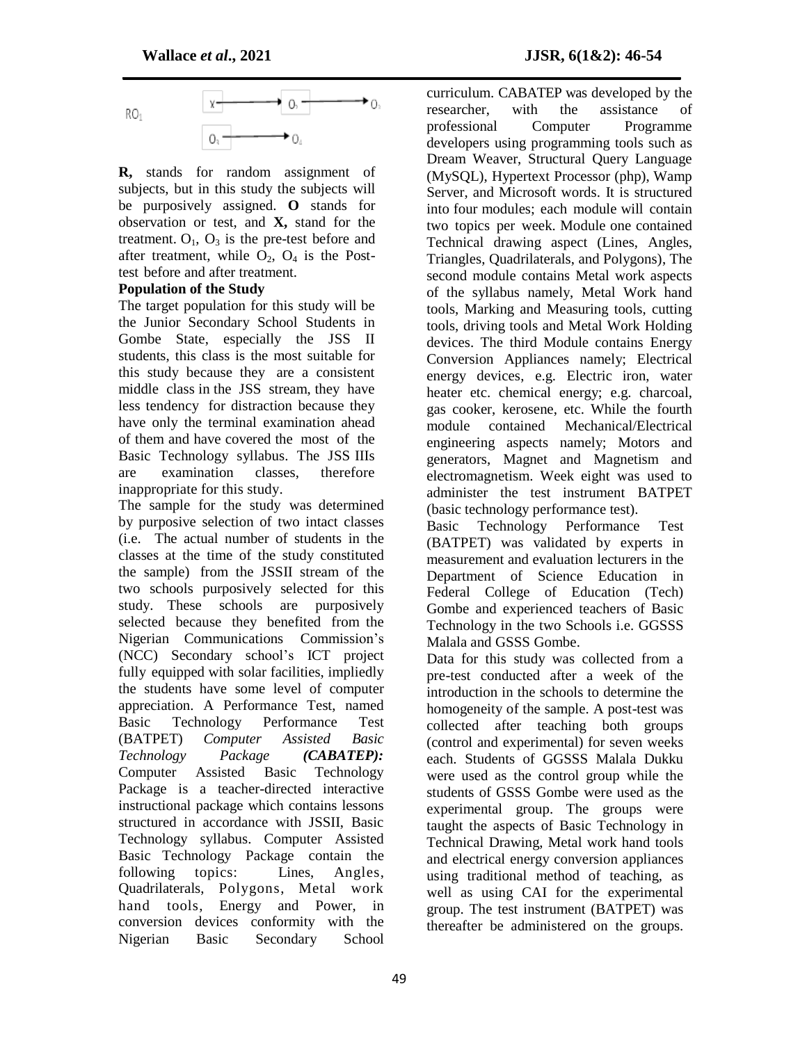$$
\begin{array}{ll}
RO_1 & X \longrightarrow O_2 \longrightarrow O_3 \\
 & O_3 \longrightarrow O_4
\end{array}
$$

**R,** stands for random assignment of subjects, but in this study the subjects will be purposively assigned. **O** stands for observation or test, and **X,** stand for the treatment. $O_1$, $O_3$ is the pre-test before and after treatment, while $O_2$, $O_4$ is the Post-test before and after treatment.

**Population of the Study**

The target population for this study will be the Junior Secondary School Students in Gombe State, especially the JSS II students, this class is the most suitable for this study because they are a consistent middle class in the JSS stream, they have less tendency for distraction because they have only the terminal examination ahead of them and have covered the most of the Basic Technology syllabus. The JSS IIIs are examination classes, therefore inappropriate for this study.

The sample for the study was determined by purposive selection of two intact classes (i.e. The actual number of students in the classes at the time of the study constituted the sample) from the JSSII stream of the two schools purposively selected for this study. These schools are purposively selected because they benefited from the Nigerian Communications Commission's (NCC) Secondary school's ICT project fully equipped with solar facilities, impliedly the students have some level of computer appreciation. A Performance Test, named Basic Technology Performance Test (BATPET) *Computer Assisted Basic Technology Package* ***(CABATEP):*** Computer Assisted Basic Technology Package is a teacher-directed interactive instructional package which contains lessons structured in accordance with JSSII, Basic Technology syllabus. Computer Assisted Basic Technology Package contain the following topics: Lines, Angles, Quadrilaterals, Polygons, Metal work hand tools, Energy and Power, in conversion devices conformity with the Nigerian Basic Secondary School curriculum. CABATEP was developed by the researcher, with the assistance of professional Computer Programme developers using programming tools such as Dream Weaver, Structural Query Language (MySQL), Hypertext Processor (php), Wamp Server, and Microsoft words. It is structured into four modules; each module will contain two topics per week. Module one contained Technical drawing aspect (Lines, Angles, Triangles, Quadrilaterals, and Polygons), The second module contains Metal work aspects of the syllabus namely, Metal Work hand tools, Marking and Measuring tools, cutting tools, driving tools and Metal Work Holding devices. The third Module contains Energy Conversion Appliances namely; Electrical energy devices, e.g. Electric iron, water heater etc. chemical energy; e.g. charcoal, gas cooker, kerosene, etc. While the fourth module contained Mechanical/Electrical engineering aspects namely; Motors and generators, Magnet and Magnetism and electromagnetism. Week eight was used to administer the test instrument BATPET (basic technology performance test).

Basic Technology Performance Test (BATPET) was validated by experts in measurement and evaluation lecturers in the Department of Science Education in Federal College of Education (Tech) Gombe and experienced teachers of Basic Technology in the two Schools i.e. GGSSS Malala and GSSS Gombe.

Data for this study was collected from a pre-test conducted after a week of the introduction in the schools to determine the homogeneity of the sample. A post-test was collected after teaching both groups (control and experimental) for seven weeks each. Students of GGSSS Malala Dukku were used as the control group while the students of GSSS Gombe were used as the experimental group. The groups were taught the aspects of Basic Technology in Technical Drawing, Metal work hand tools and electrical energy conversion appliances using traditional method of teaching, as well as using CAI for the experimental group. The test instrument (BATPET) was thereafter be administered on the groups.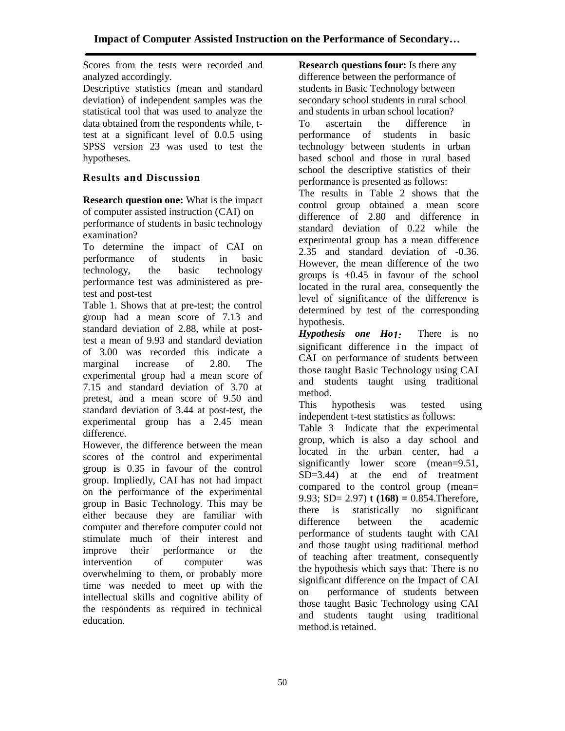Scores from the tests were recorded and analyzed accordingly.

Descriptive statistics (mean and standard deviation) of independent samples was the statistical tool that was used to analyze the data obtained from the respondents while, t-test at a significant level of 0.0.5 using SPSS version 23 was used to test the hypotheses.

## Results and Discussion

**Research question one:** What is the impact of computer assisted instruction (CAI) on performance of students in basic technology examination?

To determine the impact of CAI on performance of students in basic technology, the basic technology performance test was administered as pre-test and post-test

Table 1. Shows that at pre-test; the control group had a mean score of 7.13 and standard deviation of 2.88, while at post-test a mean of 9.93 and standard deviation of 3.00 was recorded this indicate a marginal increase of 2.80. The experimental group had a mean score of 7.15 and standard deviation of 3.70 at pretest, and a mean score of 9.50 and standard deviation of 3.44 at post-test, the experimental group has a 2.45 mean difference.

However, the difference between the mean scores of the control and experimental group is 0.35 in favour of the control group. Impliedly, CAI has not had impact on the performance of the experimental group in Basic Technology. This may be either because they are familiar with computer and therefore computer could not stimulate much of their interest and improve their performance or the intervention of computer was overwhelming to them, or probably more time was needed to meet up with the intellectual skills and cognitive ability of the respondents as required in technical education.

**Research questions four:** Is there any difference between the performance of students in Basic Technology between secondary school students in rural school and students in urban school location?

To ascertain the difference in performance of students in basic technology between students in urban based school and those in rural based school the descriptive statistics of their performance is presented as follows:

The results in Table 2 shows that the control group obtained a mean score difference of 2.80 and difference in standard deviation of 0.22 while the experimental group has a mean difference 2.35 and standard deviation of -0.36. However, the mean difference of the two groups is +0.45 in favour of the school located in the rural area, consequently the level of significance of the difference is determined by test of the corresponding hypothesis.

***Hypothesis one Ho1:*** There is no significant difference in the impact of CAI on performance of students between those taught Basic Technology using CAI and students taught using traditional method.

This hypothesis was tested using independent t-test statistics as follows:

Table 3 Indicate that the experimental group, which is also a day school and located in the urban center, had a significantly lower score (mean=9.51, SD=3.44) at the end of treatment compared to the control group (mean= 9.93; SD= 2.97) **t (168) =** 0.854.Therefore, there is statistically no significant difference between the academic performance of students taught with CAI and those taught using traditional method of teaching after treatment, consequently the hypothesis which says that: There is no significant difference on the Impact of CAI on performance of students between those taught Basic Technology using CAI and students taught using traditional method.is retained.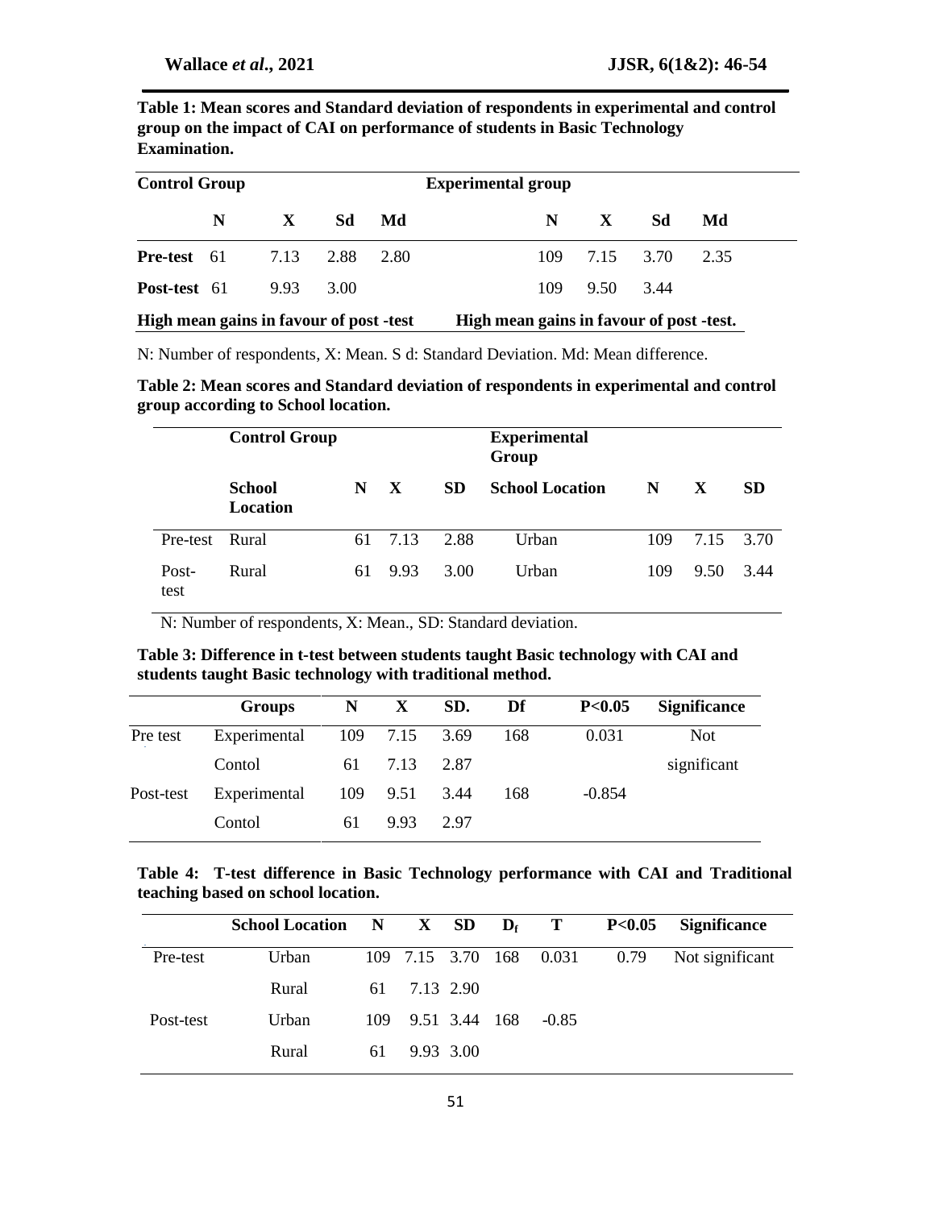**Table 1: Mean scores and Standard deviation of respondents in experimental and control group on the impact of CAI on performance of students in Basic Technology Examination.**

| Control Group | | | | | Experimental group | | | |
|---|---|---|---|---|---|---|---|---|
| | N | X | Sd | Md | N | X | Sd | Md |
| **Pre-test** | 61 | 7.13 | 2.88 | 2.80 | 109 | 7.15 | 3.70 | 2.35 |
| **Post-test** | 61 | 9.93 | 3.00 | | 109 | 9.50 | 3.44 | |
| **High mean gains in favour of post -test** | | | | | **High mean gains in favour of post -test.** | | | |

N: Number of respondents, X: Mean. S d: Standard Deviation. Md: Mean difference.

**Table 2: Mean scores and Standard deviation of respondents in experimental and control group according to School location.**

| | Control Group | | | | Experimental Group | | | |
|---|---|---|---|---|---|---|---|---|
| | School Location | N | X | SD | School Location | N | X | SD |
| Pre-test | Rural | 61 | 7.13 | 2.88 | Urban | 109 | 7.15 | 3.70 |
| Post-test | Rural | 61 | 9.93 | 3.00 | Urban | 109 | 9.50 | 3.44 |

N: Number of respondents, X: Mean., SD: Standard deviation.

**Table 3: Difference in t-test between students taught Basic technology with CAI and students taught Basic technology with traditional method.**

| | Groups | N | X | SD. | Df | P<0.05 | Significance |
|---|---|---|---|---|---|---|---|
| Pre test | Experimental | 109 | 7.15 | 3.69 | 168 | 0.031 | Not |
| | Contol | 61 | 7.13 | 2.87 | | | significant |
| Post-test | Experimental | 109 | 9.51 | 3.44 | 168 | -0.854 | |
| | Contol | 61 | 9.93 | 2.97 | | | |

**Table 4: T-test difference in Basic Technology performance with CAI and Traditional teaching based on school location.**

| | School Location | N | X | SD | $D_f$ | T | P<0.05 | Significance |
|---|---|---|---|---|---|---|---|---|
| Pre-test | Urban | 109 | 7.15 | 3.70 | 168 | 0.031 | 0.79 | Not significant |
| | Rural | 61 | 7.13 | 2.90 | | | | |
| Post-test | Urban | 109 | 9.51 | 3.44 | 168 | -0.85 | | |
| | Rural | 61 | 9.93 | 3.00 | | | | |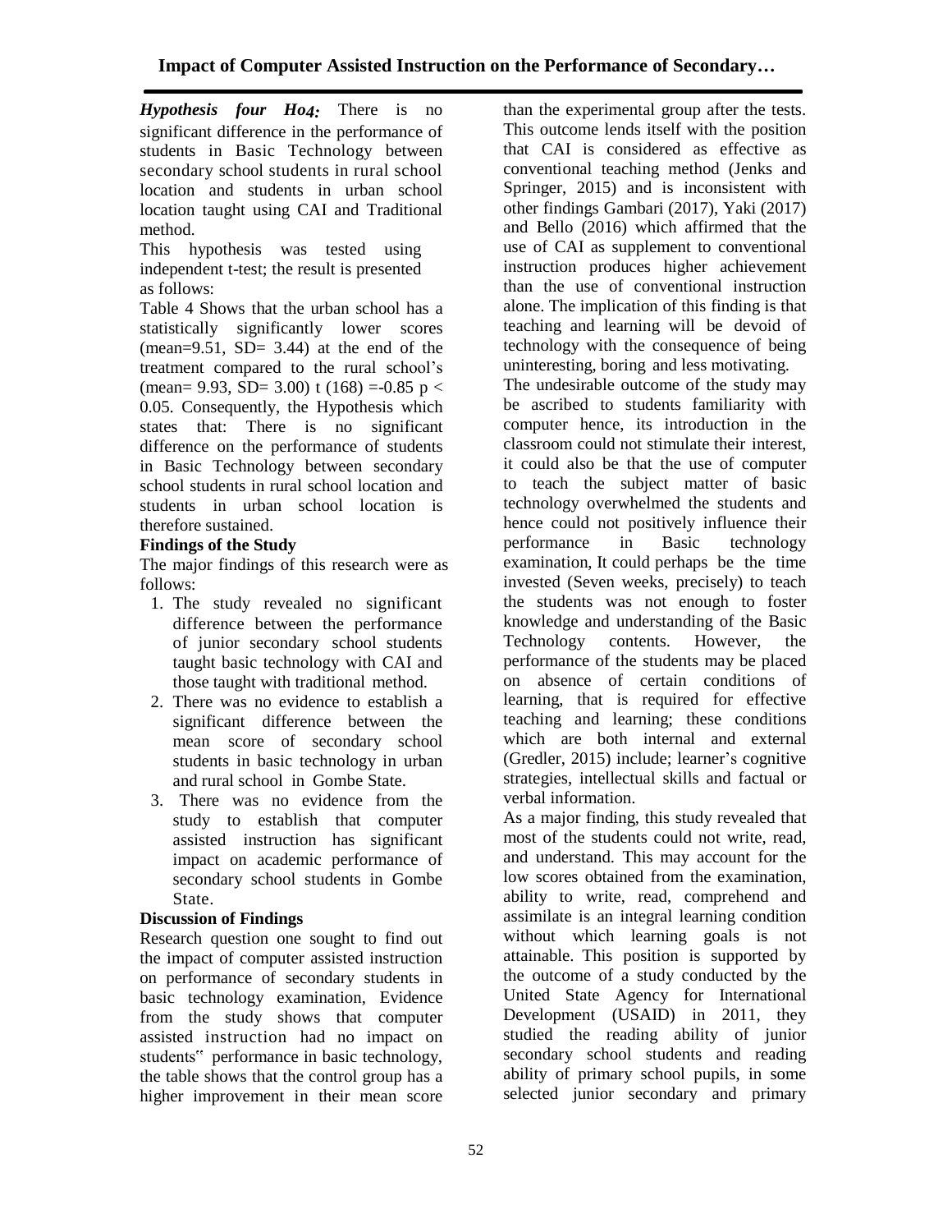***Hypothesis four Ho4:*** There is no significant difference in the performance of students in Basic Technology between secondary school students in rural school location and students in urban school location taught using CAI and Traditional method.

This hypothesis was tested using independent t-test; the result is presented as follows:

Table 4 Shows that the urban school has a statistically significantly lower scores (mean=9.51, SD= 3.44) at the end of the treatment compared to the rural school's (mean= 9.93, SD= 3.00) $t(168) = -0.85$ $p < 0.05$. Consequently, the Hypothesis which states that: There is no significant difference on the performance of students in Basic Technology between secondary school students in rural school location and students in urban school location is therefore sustained.

**Findings of the Study**

The major findings of this research were as follows:

1. The study revealed no significant difference between the performance of junior secondary school students taught basic technology with CAI and those taught with traditional method.
2. There was no evidence to establish a significant difference between the mean score of secondary school students in basic technology in urban and rural school in Gombe State.
3. There was no evidence from the study to establish that computer assisted instruction has significant impact on academic performance of secondary school students in Gombe State.

**Discussion of Findings**

Research question one sought to find out the impact of computer assisted instruction on performance of secondary students in basic technology examination, Evidence from the study shows that computer assisted instruction had no impact on students" performance in basic technology, the table shows that the control group has a higher improvement in their mean score than the experimental group after the tests. This outcome lends itself with the position that CAI is considered as effective as conventional teaching method (Jenks and Springer, 2015) and is inconsistent with other findings Gambari (2017), Yaki (2017) and Bello (2016) which affirmed that the use of CAI as supplement to conventional instruction produces higher achievement than the use of conventional instruction alone. The implication of this finding is that teaching and learning will be devoid of technology with the consequence of being uninteresting, boring and less motivating.

The undesirable outcome of the study may be ascribed to students familiarity with computer hence, its introduction in the classroom could not stimulate their interest, it could also be that the use of computer to teach the subject matter of basic technology overwhelmed the students and hence could not positively influence their performance in Basic technology examination, It could perhaps be the time invested (Seven weeks, precisely) to teach the students was not enough to foster knowledge and understanding of the Basic Technology contents. However, the performance of the students may be placed on absence of certain conditions of learning, that is required for effective teaching and learning; these conditions which are both internal and external (Gredler, 2015) include; learner's cognitive strategies, intellectual skills and factual or verbal information.

As a major finding, this study revealed that most of the students could not write, read, and understand. This may account for the low scores obtained from the examination, ability to write, read, comprehend and assimilate is an integral learning condition without which learning goals is not attainable. This position is supported by the outcome of a study conducted by the United State Agency for International Development (USAID) in 2011, they studied the reading ability of junior secondary school students and reading ability of primary school pupils, in some selected junior secondary and primary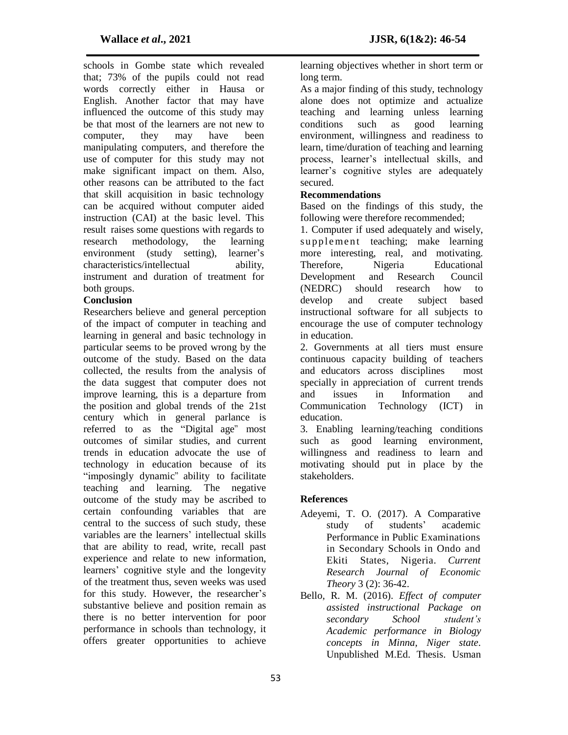schools in Gombe state which revealed that; 73% of the pupils could not read words correctly either in Hausa or English. Another factor that may have influenced the outcome of this study may be that most of the learners are not new to computer, they may have been manipulating computers, and therefore the use of computer for this study may not make significant impact on them. Also, other reasons can be attributed to the fact that skill acquisition in basic technology can be acquired without computer aided instruction (CAI) at the basic level. This result raises some questions with regards to research methodology, the learning environment (study setting), learner's characteristics/intellectual ability, instrument and duration of treatment for both groups.

## Conclusion

Researchers believe and general perception of the impact of computer in teaching and learning in general and basic technology in particular seems to be proved wrong by the outcome of the study. Based on the data collected, the results from the analysis of the data suggest that computer does not improve learning, this is a departure from the position and global trends of the 21st century which in general parlance is referred to as the "Digital age" most outcomes of similar studies, and current trends in education advocate the use of technology in education because of its "imposingly dynamic" ability to facilitate teaching and learning. The negative outcome of the study may be ascribed to certain confounding variables that are central to the success of such study, these variables are the learners' intellectual skills that are ability to read, write, recall past experience and relate to new information, learners' cognitive style and the longevity of the treatment thus, seven weeks was used for this study. However, the researcher's substantive believe and position remain as there is no better intervention for poor performance in schools than technology, it offers greater opportunities to achieve learning objectives whether in short term or long term.

As a major finding of this study, technology alone does not optimize and actualize teaching and learning unless learning conditions such as good learning environment, willingness and readiness to learn, time/duration of teaching and learning process, learner's intellectual skills, and learner's cognitive styles are adequately secured.

## Recommendations

Based on the findings of this study, the following were therefore recommended;

1. Computer if used adequately and wisely, supplement teaching; make learning more interesting, real, and motivating. Therefore, Nigeria Educational Development and Research Council (NEDRC) should research how to develop and create subject based instructional software for all subjects to encourage the use of computer technology in education.
2. Governments at all tiers must ensure continuous capacity building of teachers and educators across disciplines most specially in appreciation of current trends and issues in Information and Communication Technology (ICT) in education.
3. Enabling learning/teaching conditions such as good learning environment, willingness and readiness to learn and motivating should put in place by the stakeholders.

## References

Adeyemi, T. O. (2017). A Comparative study of students' academic Performance in Public Examinations in Secondary Schools in Ondo and Ekiti States, Nigeria. *Current Research Journal of Economic Theory* 3 (2): 36-42.

Bello, R. M. (2016). *Effect of computer assisted instructional Package on secondary School student's Academic performance in Biology concepts in Minna, Niger state*. Unpublished M.Ed. Thesis. Usman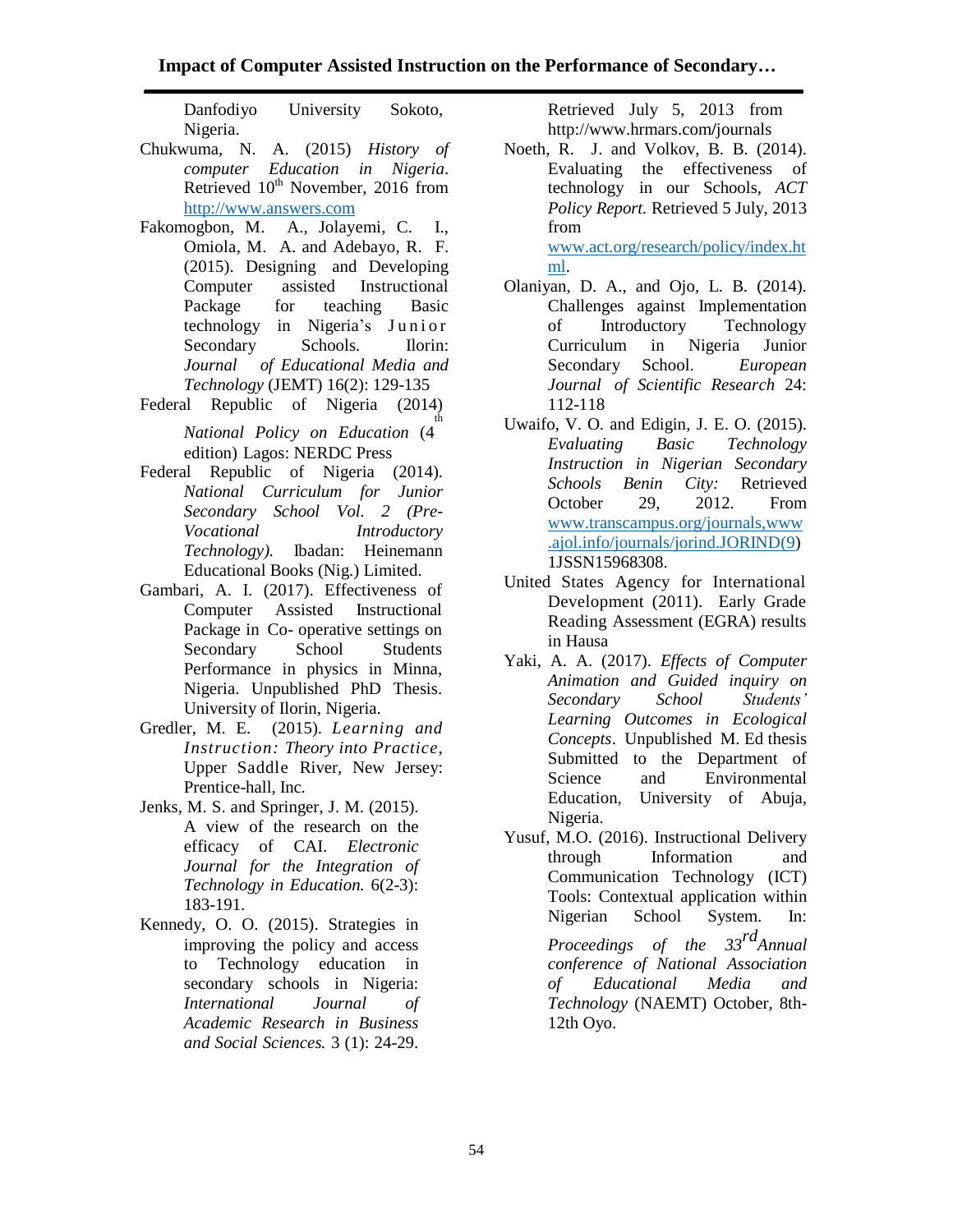Danfodiyo University Sokoto, Nigeria.

Chukwuma, N. A. (2015) *History of computer Education in Nigeria*. Retrieved 10th November, 2016 from http://www.answers.com

Fakomogbon, M. A., Jolayemi, C. I., Omiola, M. A. and Adebayo, R. F. (2015). Designing and Developing Computer assisted Instructional Package for teaching Basic technology in Nigeria's Junior Secondary Schools. Ilorin: *Journal of Educational Media and Technology* (JEMT) 16(2): 129-135

Federal Republic of Nigeria (2014) *National Policy on Education* (4th edition) Lagos: NERDC Press

Federal Republic of Nigeria (2014). *National Curriculum for Junior Secondary School Vol. 2 (Pre-Vocational Introductory Technology).* Ibadan: Heinemann Educational Books (Nig.) Limited.

Gambari, A. I. (2017). Effectiveness of Computer Assisted Instructional Package in Co- operative settings on Secondary School Students Performance in physics in Minna, Nigeria. Unpublished PhD Thesis. University of Ilorin, Nigeria.

Gredler, M. E. (2015). *Learning and Instruction: Theory into Practice*, Upper Saddle River, New Jersey: Prentice-hall, Inc.

Jenks, M. S. and Springer, J. M. (2015). A view of the research on the efficacy of CAI. *Electronic Journal for the Integration of Technology in Education.* 6(2-3): 183-191.

Kennedy, O. O. (2015). Strategies in improving the policy and access to Technology education in secondary schools in Nigeria: *International Journal of Academic Research in Business and Social Sciences.* 3 (1): 24-29. Retrieved July 5, 2013 from http://www.hrmars.com/journals

Noeth, R. J. and Volkov, B. B. (2014). Evaluating the effectiveness of technology in our Schools, *ACT Policy Report.* Retrieved 5 July, 2013 from www.act.org/research/policy/index.html.

Olaniyan, D. A., and Ojo, L. B. (2014). Challenges against Implementation of Introductory Technology Curriculum in Nigeria Junior Secondary School. *European Journal of Scientific Research* 24: 112-118

Uwaifo, V. O. and Edigin, J. E. O. (2015). *Evaluating Basic Technology Instruction in Nigerian Secondary Schools Benin City:* Retrieved October 29, 2012. From www.transcampus.org/journals,www.ajol.info/journals/jorind.JORIND(9) 1JSSN15968308.

United States Agency for International Development (2011). Early Grade Reading Assessment (EGRA) results in Hausa

Yaki, A. A. (2017). *Effects of Computer Animation and Guided inquiry on Secondary School Students' Learning Outcomes in Ecological Concepts*. Unpublished M. Ed thesis Submitted to the Department of Science and Environmental Education, University of Abuja, Nigeria.

Yusuf, M.O. (2016). Instructional Delivery through Information and Communication Technology (ICT) Tools: Contextual application within Nigerian School System. In: *Proceedings of the 33rd Annual conference of National Association of Educational Media and Technology* (NAEMT) October, 8th-12th Oyo.